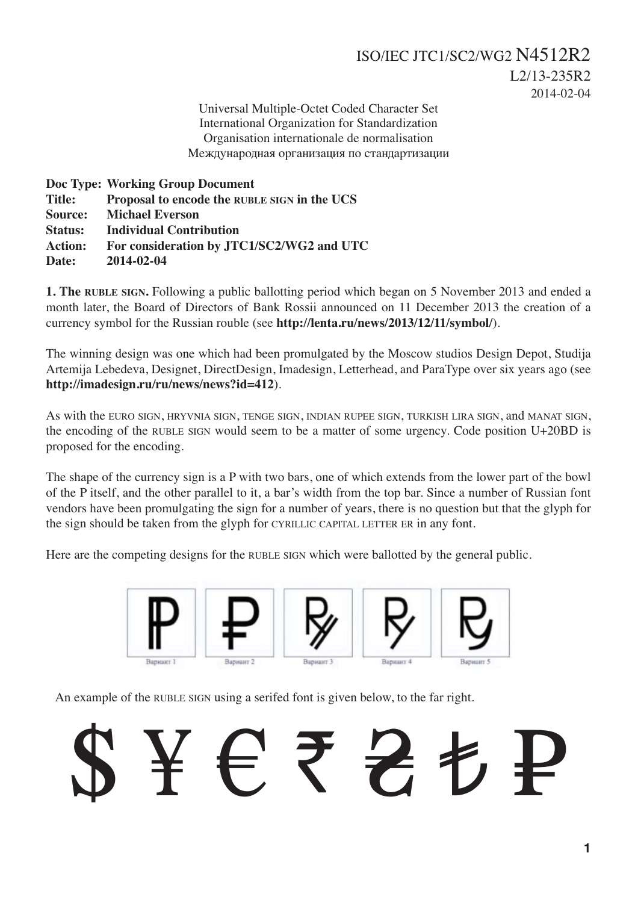ISO/IEC JTC1/SC2/WG2 N4512R2
L2/13-235R2
2014-02-04

Universal Multiple-Octet Coded Character Set
International Organization for Standardization
Organisation internationale de normalisation
Международная организация по стандартизации

**Doc Type: Working Group Document**
**Title: Proposal to encode the RUBLE SIGN in the UCS**
**Source: Michael Everson**
**Status: Individual Contribution**
**Action: For consideration by JTC1/SC2/WG2 and UTC**
**Date: 2014-02-04**

**1. The RUBLE SIGN.** Following a public ballotting period which began on 5 November 2013 and ended a month later, the Board of Directors of Bank Rossii announced on 11 December 2013 the creation of a currency symbol for the Russian rouble (see **http://lenta.ru/news/2013/12/11/symbol/**).

The winning design was one which had been promulgated by the Moscow studios Design Depot, Studija Artemija Lebedeva, Designet, DirectDesign, Imadesign, Letterhead, and ParaType over six years ago (see **http://imadesign.ru/ru/news/news?id=412**).

As with the EURO SIGN, HRYVNIA SIGN, TENGE SIGN, INDIAN RUPEE SIGN, TURKISH LIRA SIGN, and MANAT SIGN, the encoding of the RUBLE SIGN would seem to be a matter of some urgency. Code position U+20BD is proposed for the encoding.

The shape of the currency sign is a P with two bars, one of which extends from the lower part of the bowl of the P itself, and the other parallel to it, a bar's width from the top bar. Since a number of Russian font vendors have been promulgating the sign for a number of years, there is no question but that the glyph for the sign should be taken from the glyph for CYRILLIC CAPITAL LETTER ER in any font.

Here are the competing designs for the RUBLE SIGN which were ballotted by the general public.

Вариант 1 | Вариант 2 | Вариант 3 | Вариант 4 | Вариант 5

An example of the RUBLE SIGN using a serifed font is given below, to the far right.

$ ¥ € ₹ ₴ ₺ ₽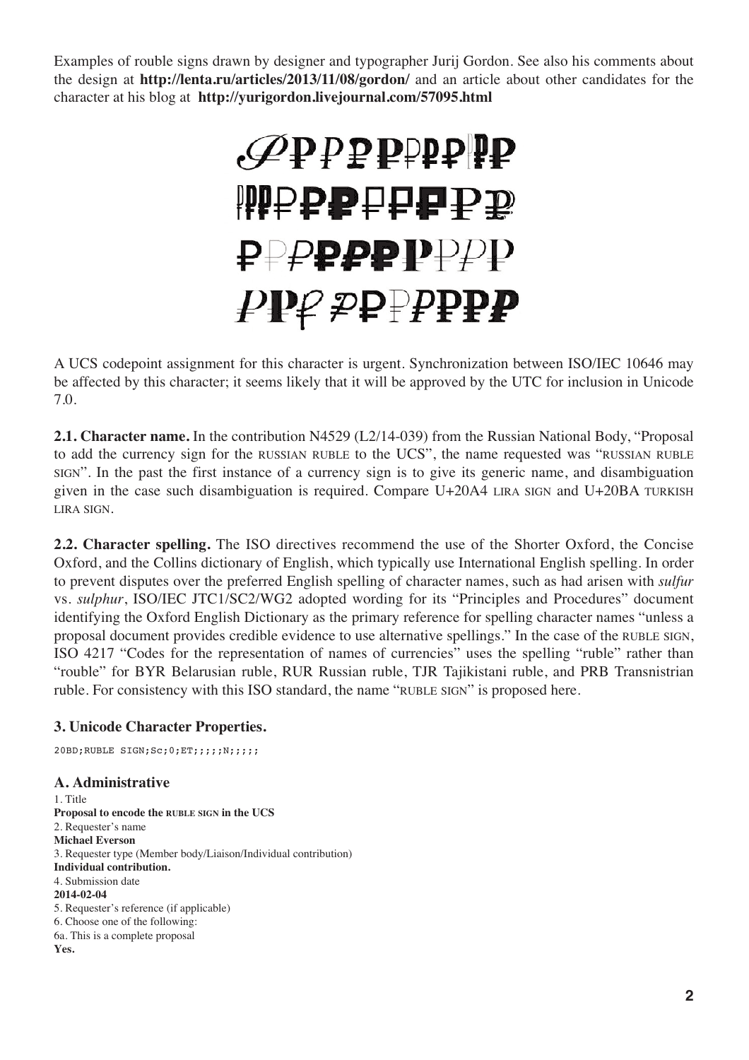Examples of rouble signs drawn by designer and typographer Jurij Gordon. See also his comments about the design at **http://lenta.ru/articles/2013/11/08/gordon/** and an article about other candidates for the character at his blog at **http://yurigordon.livejournal.com/57095.html**

A UCS codepoint assignment for this character is urgent. Synchronization between ISO/IEC 10646 may be affected by this character; it seems likely that it will be approved by the UTC for inclusion in Unicode 7.0.

**2.1. Character name.** In the contribution N4529 (L2/14-039) from the Russian National Body, “Proposal to add the currency sign for the RUSSIAN RUBLE to the UCS”, the name requested was “RUSSIAN RUBLE SIGN”. In the past the first instance of a currency sign is to give its generic name, and disambiguation given in the case such disambiguation is required. Compare U+20A4 LIRA SIGN and U+20BA TURKISH LIRA SIGN.

**2.2. Character spelling.** The ISO directives recommend the use of the Shorter Oxford, the Concise Oxford, and the Collins dictionary of English, which typically use International English spelling. In order to prevent disputes over the preferred English spelling of character names, such as had arisen with *sulfur* vs. *sulphur*, ISO/IEC JTC1/SC2/WG2 adopted wording for its “Principles and Procedures” document identifying the Oxford English Dictionary as the primary reference for spelling character names “unless a proposal document provides credible evidence to use alternative spellings.” In the case of the RUBLE SIGN, ISO 4217 “Codes for the representation of names of currencies” uses the spelling “ruble” rather than “rouble” for BYR Belarusian ruble, RUR Russian ruble, TJR Tajikistani ruble, and PRB Transnistrian ruble. For consistency with this ISO standard, the name “RUBLE SIGN” is proposed here.

### 3. Unicode Character Properties.

```
20BD;RUBLE SIGN;Sc;0;ET;;;;;N;;;;;
```

### A. Administrative

1. Title
**Proposal to encode the RUBLE SIGN in the UCS**
2. Requester’s name
**Michael Everson**
3. Requester type (Member body/Liaison/Individual contribution)
**Individual contribution.**
4. Submission date
**2014-02-04**
5. Requester’s reference (if applicable)
6. Choose one of the following:
6a. This is a complete proposal
**Yes.**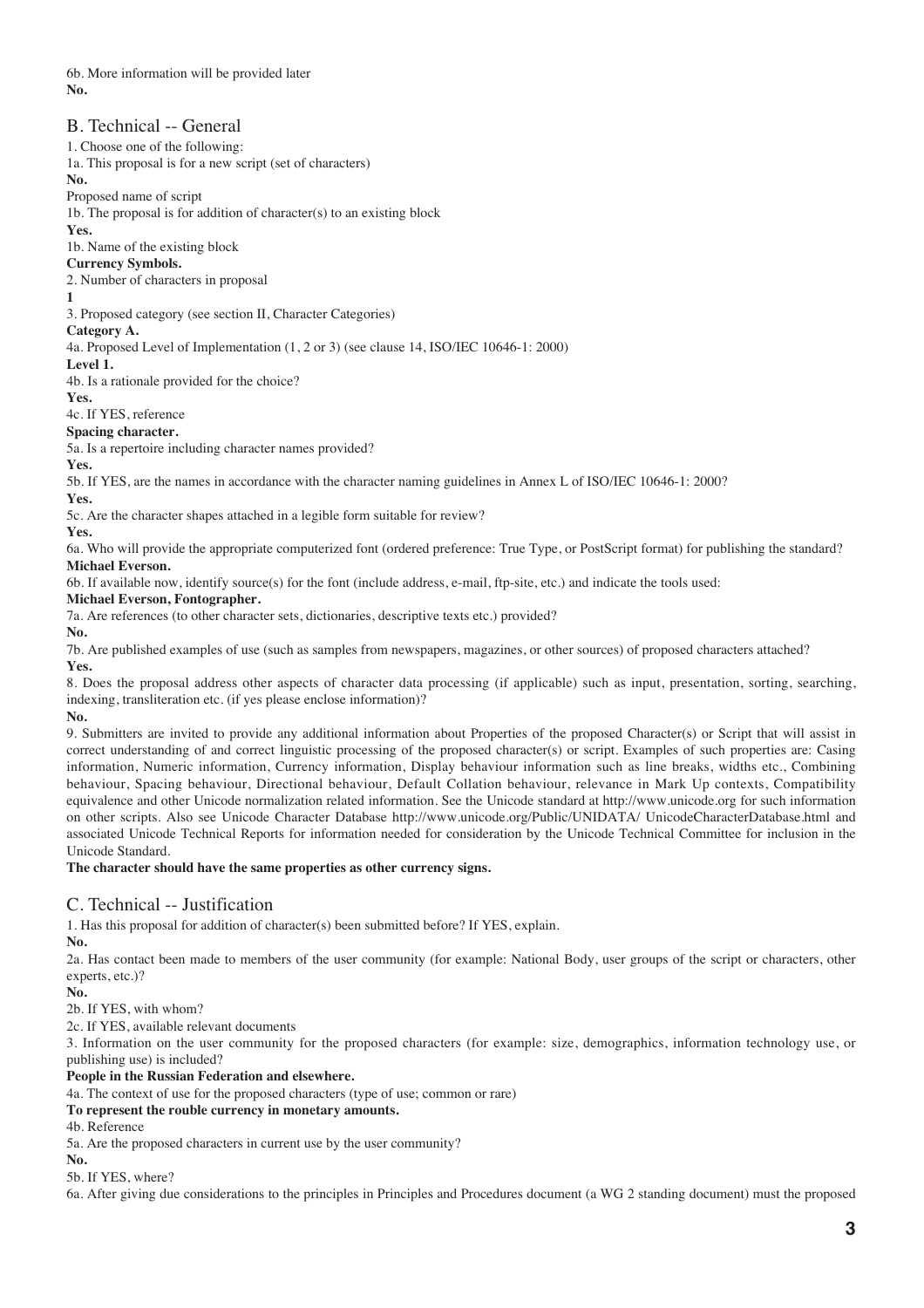6b. More information will be provided later
**No.**

## B. Technical -- General

1. Choose one of the following:
1a. This proposal is for a new script (set of characters)
**No.**
Proposed name of script
1b. The proposal is for addition of character(s) to an existing block
**Yes.**
1b. Name of the existing block
**Currency Symbols.**
2. Number of characters in proposal
**1**
3. Proposed category (see section II, Character Categories)
**Category A.**
4a. Proposed Level of Implementation (1, 2 or 3) (see clause 14, ISO/IEC 10646-1: 2000)
**Level 1.**
4b. Is a rationale provided for the choice?
**Yes.**
4c. If YES, reference
**Spacing character.**
5a. Is a repertoire including character names provided?
**Yes.**
5b. If YES, are the names in accordance with the character naming guidelines in Annex L of ISO/IEC 10646-1: 2000?
**Yes.**
5c. Are the character shapes attached in a legible form suitable for review?
**Yes.**
6a. Who will provide the appropriate computerized font (ordered preference: True Type, or PostScript format) for publishing the standard?
**Michael Everson.**
6b. If available now, identify source(s) for the font (include address, e-mail, ftp-site, etc.) and indicate the tools used:
**Michael Everson, Fontographer.**
7a. Are references (to other character sets, dictionaries, descriptive texts etc.) provided?
**No.**
7b. Are published examples of use (such as samples from newspapers, magazines, or other sources) of proposed characters attached?
**Yes.**
8. Does the proposal address other aspects of character data processing (if applicable) such as input, presentation, sorting, searching, indexing, transliteration etc. (if yes please enclose information)?
**No.**
9. Submitters are invited to provide any additional information about Properties of the proposed Character(s) or Script that will assist in correct understanding of and correct linguistic processing of the proposed character(s) or script. Examples of such properties are: Casing information, Numeric information, Currency information, Display behaviour information such as line breaks, widths etc., Combining behaviour, Spacing behaviour, Directional behaviour, Default Collation behaviour, relevance in Mark Up contexts, Compatibility equivalence and other Unicode normalization related information. See the Unicode standard at http://www.unicode.org for such information on other scripts. Also see Unicode Character Database http://www.unicode.org/Public/UNIDATA/ UnicodeCharacterDatabase.html and associated Unicode Technical Reports for information needed for consideration by the Unicode Technical Committee for inclusion in the Unicode Standard.
**The character should have the same properties as other currency signs.**

## C. Technical -- Justification

1. Has this proposal for addition of character(s) been submitted before? If YES, explain.
**No.**
2a. Has contact been made to members of the user community (for example: National Body, user groups of the script or characters, other experts, etc.)?
**No.**
2b. If YES, with whom?
2c. If YES, available relevant documents
3. Information on the user community for the proposed characters (for example: size, demographics, information technology use, or publishing use) is included?
**People in the Russian Federation and elsewhere.**
4a. The context of use for the proposed characters (type of use; common or rare)
**To represent the rouble currency in monetary amounts.**
4b. Reference
5a. Are the proposed characters in current use by the user community?
**No.**
5b. If YES, where?
6a. After giving due considerations to the principles in Principles and Procedures document (a WG 2 standing document) must the proposed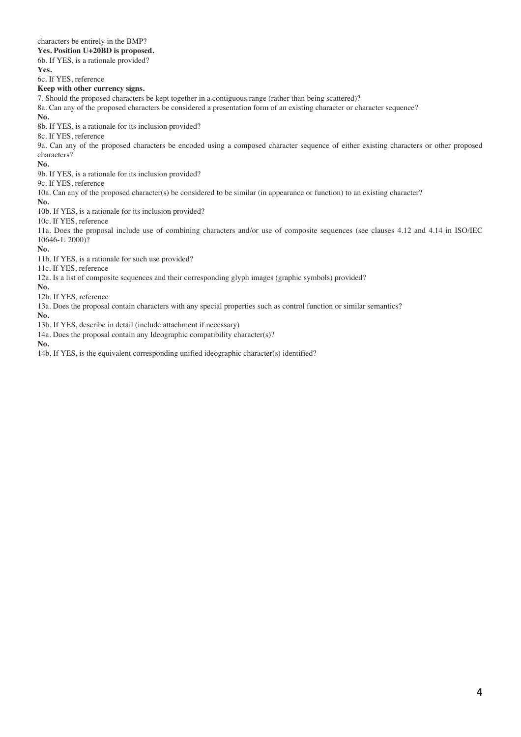characters be entirely in the BMP?

**Yes. Position U+20BD is proposed.**

6b. If YES, is a rationale provided?

**Yes.**

6c. If YES, reference

**Keep with other currency signs.**

7. Should the proposed characters be kept together in a contiguous range (rather than being scattered)?

8a. Can any of the proposed characters be considered a presentation form of an existing character or character sequence?

**No.**

8b. If YES, is a rationale for its inclusion provided?

8c. If YES, reference

9a. Can any of the proposed characters be encoded using a composed character sequence of either existing characters or other proposed characters?

**No.**

9b. If YES, is a rationale for its inclusion provided?

9c. If YES, reference

10a. Can any of the proposed character(s) be considered to be similar (in appearance or function) to an existing character?

**No.**

10b. If YES, is a rationale for its inclusion provided?

10c. If YES, reference

11a. Does the proposal include use of combining characters and/or use of composite sequences (see clauses 4.12 and 4.14 in ISO/IEC 10646-1: 2000)?

**No.**

11b. If YES, is a rationale for such use provided?

11c. If YES, reference

12a. Is a list of composite sequences and their corresponding glyph images (graphic symbols) provided?

**No.**

12b. If YES, reference

13a. Does the proposal contain characters with any special properties such as control function or similar semantics?

**No.**

13b. If YES, describe in detail (include attachment if necessary)

14a. Does the proposal contain any Ideographic compatibility character(s)?

**No.**

14b. If YES, is the equivalent corresponding unified ideographic character(s) identified?